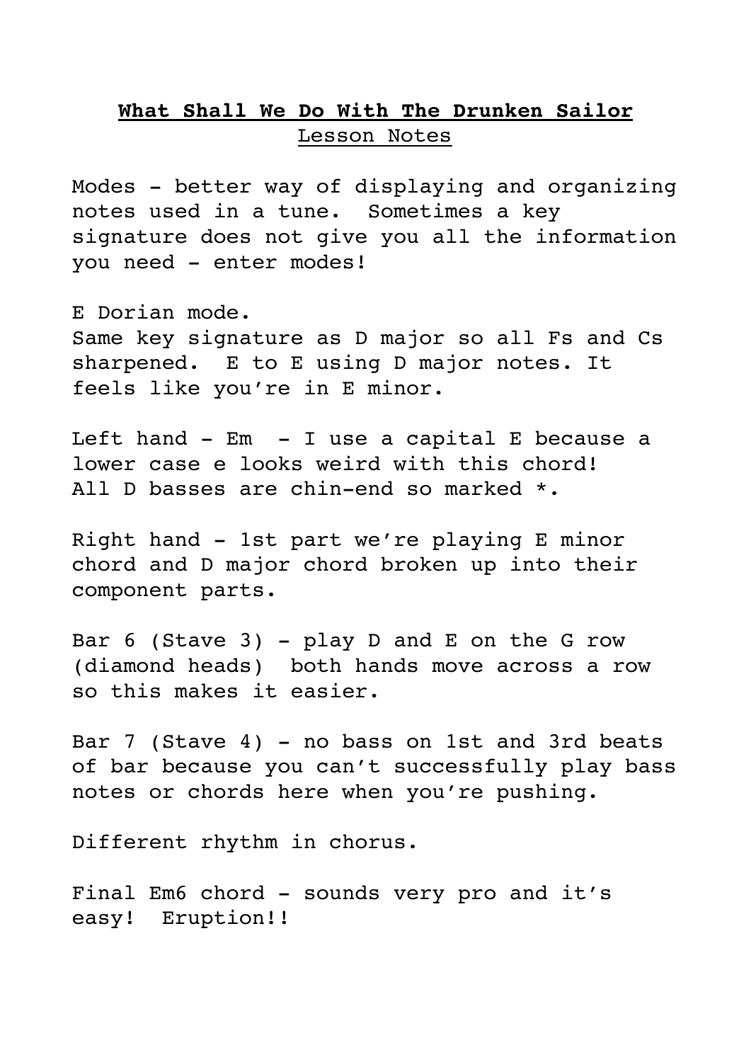# **What Shall We Do With The Drunken Sailor**

Lesson Notes

Modes - better way of displaying and organizing notes used in a tune. Sometimes a key signature does not give you all the information you need - enter modes!

E Dorian mode.
Same key signature as D major so all Fs and Cs sharpened. E to E using D major notes. It feels like you're in E minor.

Left hand - Em - I use a capital E because a lower case e looks weird with this chord! All D basses are chin-end so marked *.

Right hand - 1st part we're playing E minor chord and D major chord broken up into their component parts.

Bar 6 (Stave 3) - play D and E on the G row (diamond heads) both hands move across a row so this makes it easier.

Bar 7 (Stave 4) - no bass on 1st and 3rd beats of bar because you can't successfully play bass notes or chords here when you're pushing.

Different rhythm in chorus.

Final Em6 chord - sounds very pro and it's easy! Eruption!!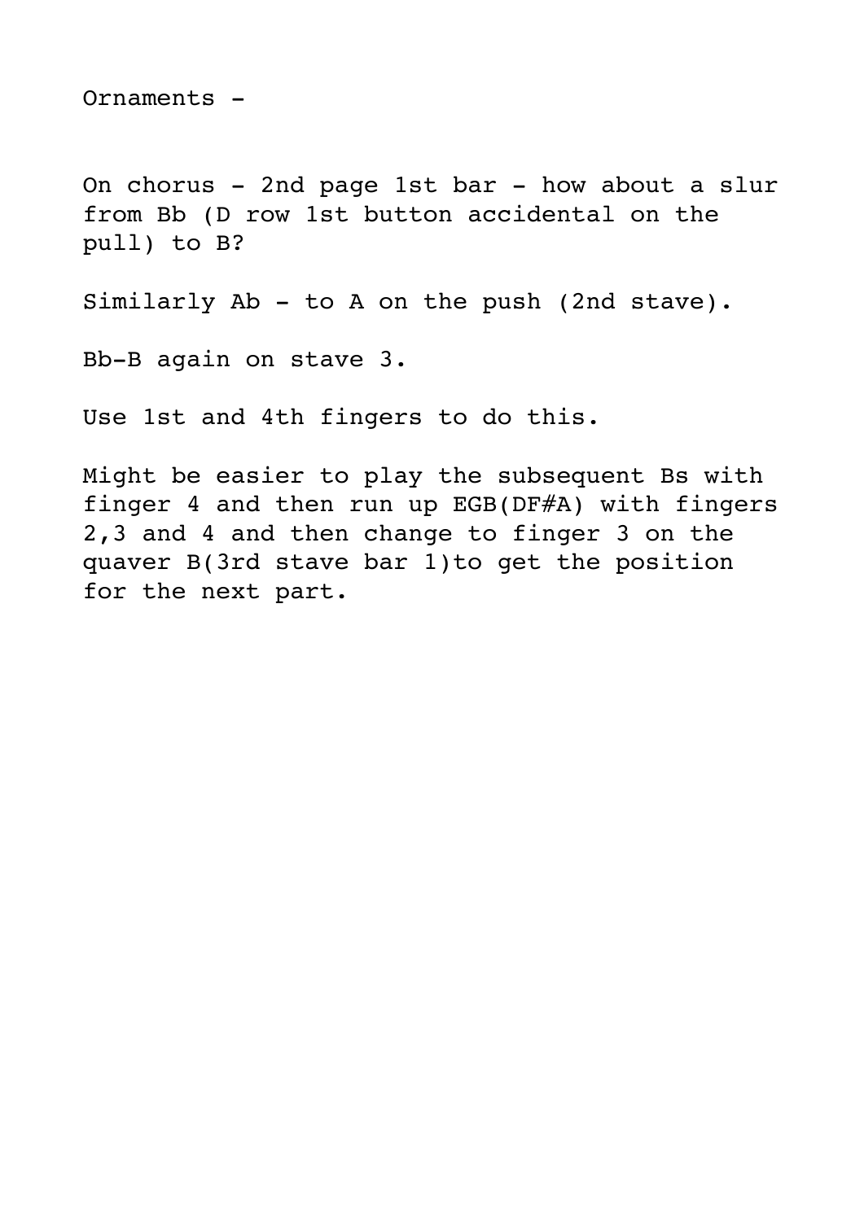Ornaments -

On chorus - 2nd page 1st bar - how about a slur from Bb (D row 1st button accidental on the pull) to B?

Similarly Ab - to A on the push (2nd stave).

Bb-B again on stave 3.

Use 1st and 4th fingers to do this.

Might be easier to play the subsequent Bs with finger 4 and then run up EGB(DF#A) with fingers 2,3 and 4 and then change to finger 3 on the quaver B(3rd stave bar 1)to get the position for the next part.